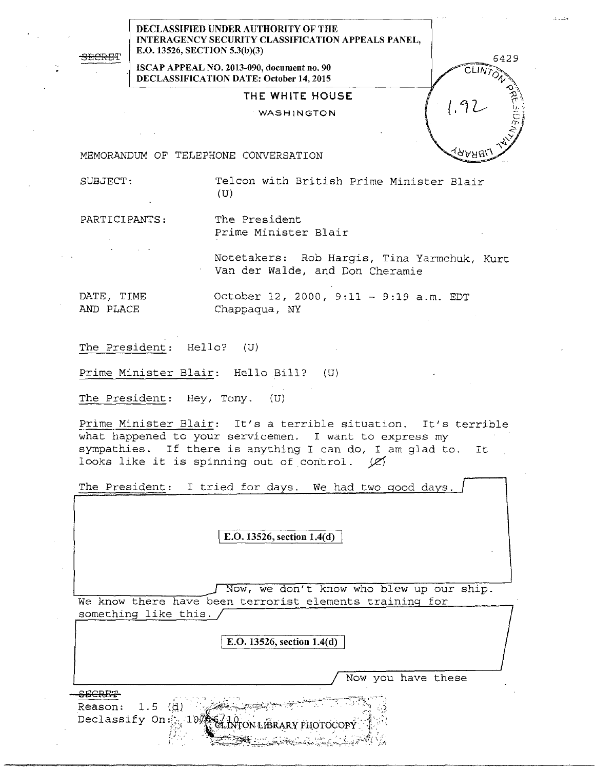**DECLASSIFIED UNDER AUTHORITY OF THE INTERAGENCY SECURITY CLASSIFICATION APPEALS PANEL, E.O. 13526, SECTION 5.3(b)(3)**

**ISCAP APPEAL NO. 2013-090, document no. 90**
**DECLASSIFICATION DATE: October 14, 2015**

~~SECRET~~

6429

CLINTON PRESIDENTIAL LIBRARY 1.92

# THE WHITE HOUSE

WASHINGTON

MEMORANDUM OF TELEPHONE CONVERSATION

SUBJECT: Telcon with British Prime Minister Blair (U)

PARTICIPANTS: The President
Prime Minister Blair

Notetakers: Rob Hargis, Tina Yarmchuk, Kurt Van der Walde, and Don Cheramie

DATE, TIME AND PLACE: October 12, 2000, 9:11 - 9:19 a.m. EDT
Chappaqua, NY

The President: Hello? (U)

Prime Minister Blair: Hello Bill? (U)

The President: Hey, Tony. (U)

Prime Minister Blair: It's a terrible situation. It's terrible what happened to your servicemen. I want to express my sympathies. If there is anything I can do, I am glad to. It looks like it is spinning out of control. (~~C~~)

The President: I tried for days. We had two good days.

E.O. 13526, section 1.4(d)

Now, we don't know who blew up our ship. We know there have been terrorist elements training for something like this.

E.O. 13526, section 1.4(d)

Now you have these

~~SECRET~~
Reason: 1.5 (d)
Declassify On: 10/16/10

CLINTON LIBRARY PHOTOCOPY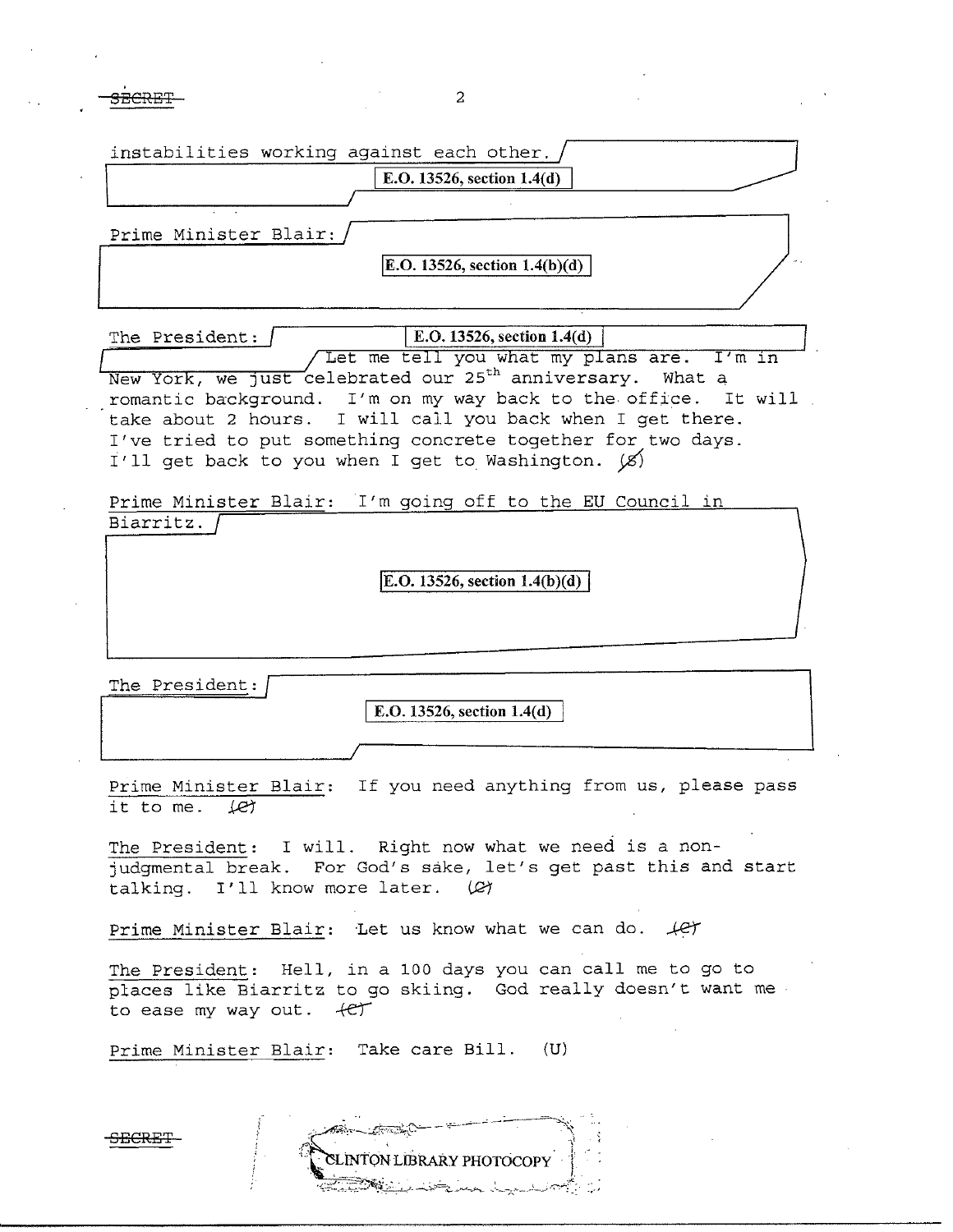instabilities working against each other.

E.O. 13526, section 1.4(d)

Prime Minister Blair:

E.O. 13526, section 1.4(b)(d)

The President: E.O. 13526, section 1.4(d) Let me tell you what my plans are. I'm in New York, we just celebrated our 25th anniversary. What a romantic background. I'm on my way back to the office. It will take about 2 hours. I will call you back when I get there. I've tried to put something concrete together for two days. I'll get back to you when I get to Washington. (S)

Prime Minister Blair: I'm going off to the EU Council in Biarritz.

E.O. 13526, section 1.4(b)(d)

The President:

E.O. 13526, section 1.4(d)

Prime Minister Blair: If you need anything from us, please pass it to me. (C)

The President: I will. Right now what we need is a non-judgmental break. For God's sake, let's get past this and start talking. I'll know more later. (C)

Prime Minister Blair: Let us know what we can do. (C)

The President: Hell, in a 100 days you can call me to go to places like Biarritz to go skiing. God really doesn't want me to ease my way out. (C)

Prime Minister Blair: Take care Bill. (U)

CLINTON LIBRARY PHOTOCOPY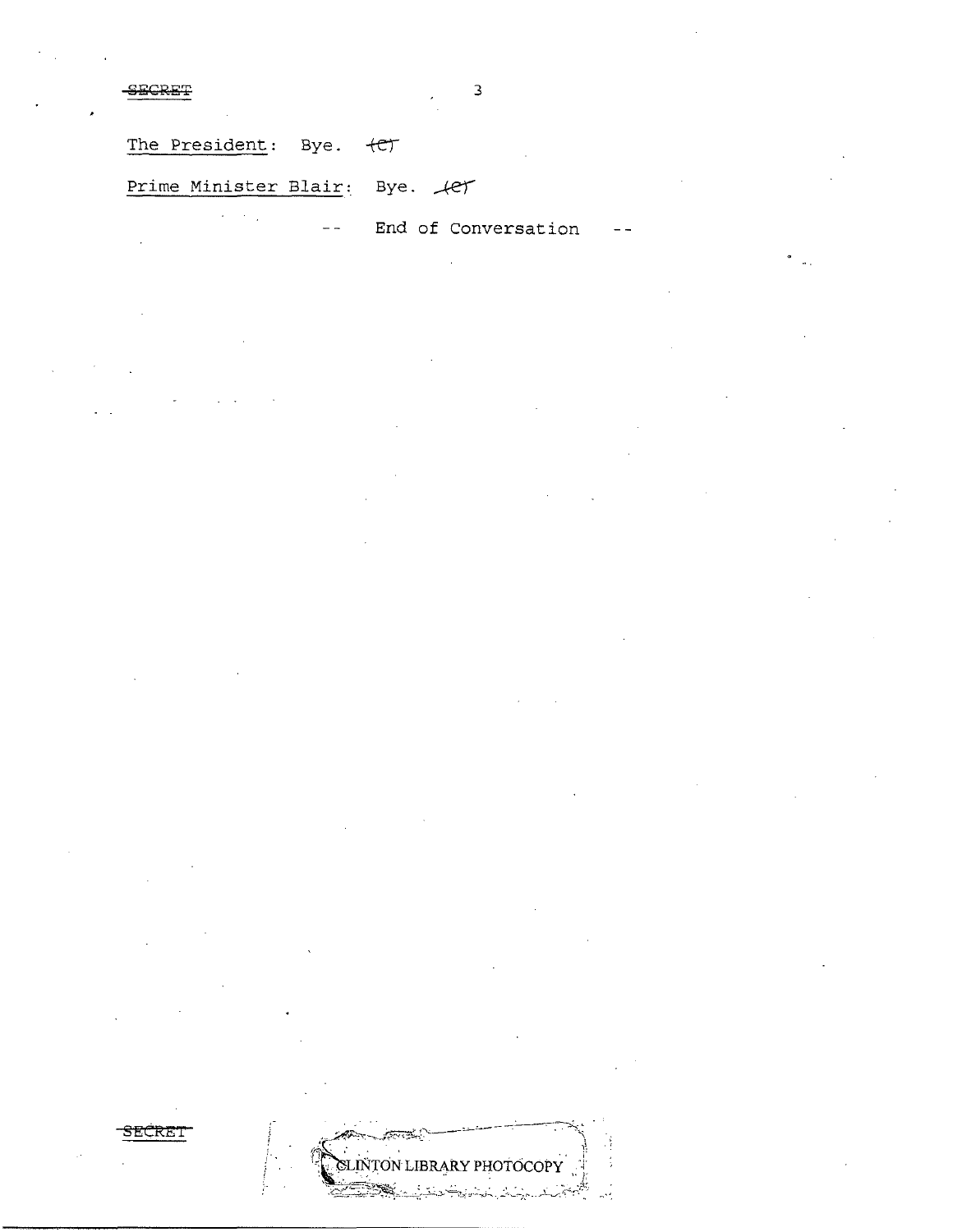The President: Bye. (C)

Prime Minister Blair: Bye. (C)

-- End of Conversation --